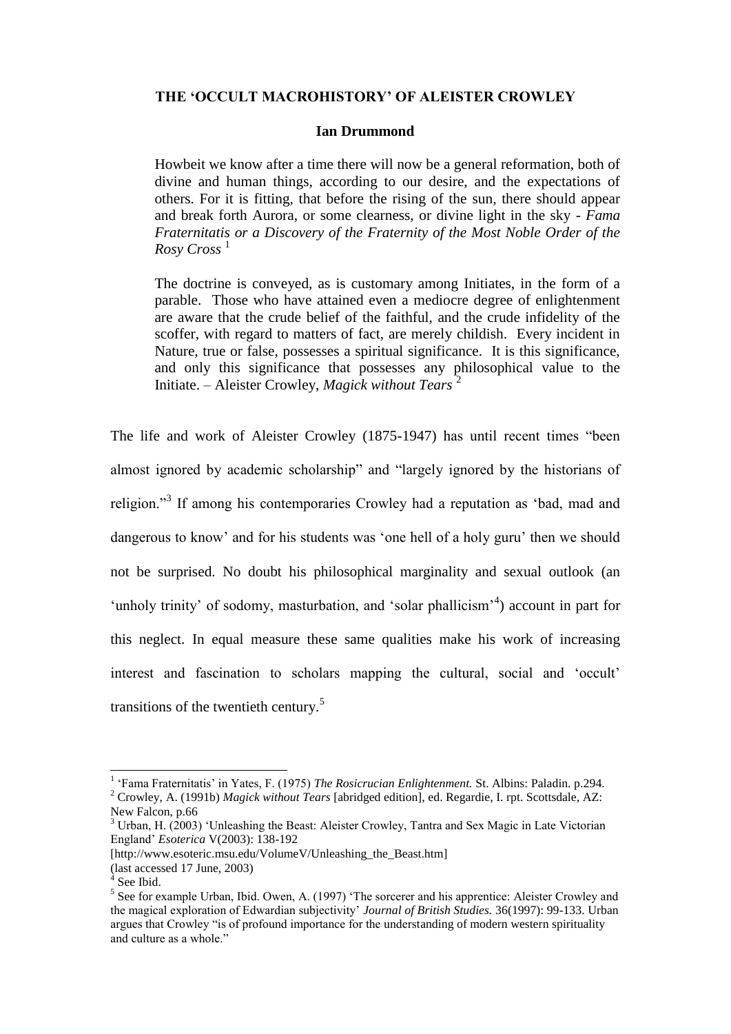# THE 'OCCULT MACROHISTORY' OF ALEISTER CROWLEY

**Ian Drummond**

> Howbeit we know after a time there will now be a general reformation, both of divine and human things, according to our desire, and the expectations of others. For it is fitting, that before the rising of the sun, there should appear and break forth Aurora, or some clearness, or divine light in the sky - *Fama Fraternitatis or a Discovery of the Fraternity of the Most Noble Order of the Rosy Cross* [1]

> The doctrine is conveyed, as is customary among Initiates, in the form of a parable. Those who have attained even a mediocre degree of enlightenment are aware that the crude belief of the faithful, and the crude infidelity of the scoffer, with regard to matters of fact, are merely childish. Every incident in Nature, true or false, possesses a spiritual significance. It is this significance, and only this significance that possesses any philosophical value to the Initiate. – Aleister Crowley, *Magick without Tears* [2]

The life and work of Aleister Crowley (1875-1947) has until recent times "been almost ignored by academic scholarship" and "largely ignored by the historians of religion."[3] If among his contemporaries Crowley had a reputation as 'bad, mad and dangerous to know' and for his students was 'one hell of a holy guru' then we should not be surprised. No doubt his philosophical marginality and sexual outlook (an 'unholy trinity' of sodomy, masturbation, and 'solar phallicism'[4]) account in part for this neglect. In equal measure these same qualities make his work of increasing interest and fascination to scholars mapping the cultural, social and 'occult' transitions of the twentieth century.[5]

---

[1] 'Fama Fraternitatis' in Yates, F. (1975) *The Rosicrucian Enlightenment.* St. Albins: Paladin. p.294.

[2] Crowley, A. (1991b) *Magick without Tears* [abridged edition], ed. Regardie, I. rpt. Scottsdale, AZ: New Falcon, p.66

[3] Urban, H. (2003) 'Unleashing the Beast: Aleister Crowley, Tantra and Sex Magic in Late Victorian England' *Esoterica* V(2003): 138-192 [http://www.esoteric.msu.edu/VolumeV/Unleashing_the_Beast.htm] (last accessed 17 June, 2003)

[4] See Ibid.

[5] See for example Urban, Ibid. Owen, A. (1997) 'The sorcerer and his apprentice: Aleister Crowley and the magical exploration of Edwardian subjectivity' *Journal of British Studies.* 36(1997): 99-133. Urban argues that Crowley "is of profound importance for the understanding of modern western spirituality and culture as a whole."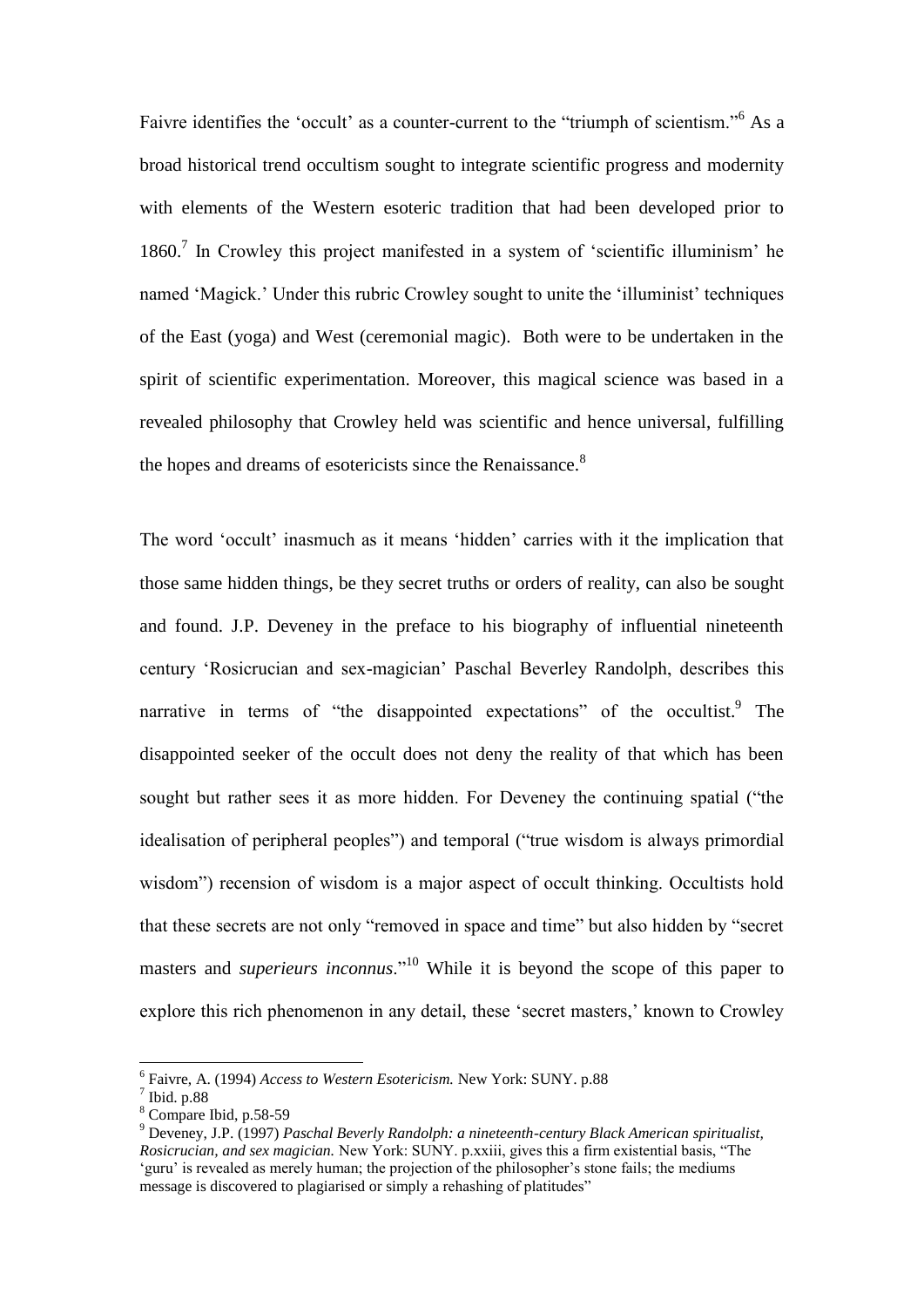Faivre identifies the 'occult' as a counter-current to the "triumph of scientism."[6] As a broad historical trend occultism sought to integrate scientific progress and modernity with elements of the Western esoteric tradition that had been developed prior to 1860.[7] In Crowley this project manifested in a system of 'scientific illuminism' he named 'Magick.' Under this rubric Crowley sought to unite the 'illuminist' techniques of the East (yoga) and West (ceremonial magic). Both were to be undertaken in the spirit of scientific experimentation. Moreover, this magical science was based in a revealed philosophy that Crowley held was scientific and hence universal, fulfilling the hopes and dreams of esotericists since the Renaissance.[8]

The word 'occult' inasmuch as it means 'hidden' carries with it the implication that those same hidden things, be they secret truths or orders of reality, can also be sought and found. J.P. Deveney in the preface to his biography of influential nineteenth century 'Rosicrucian and sex-magician' Paschal Beverley Randolph, describes this narrative in terms of "the disappointed expectations" of the occultist.[9] The disappointed seeker of the occult does not deny the reality of that which has been sought but rather sees it as more hidden. For Deveney the continuing spatial ("the idealisation of peripheral peoples") and temporal ("true wisdom is always primordial wisdom") recension of wisdom is a major aspect of occult thinking. Occultists hold that these secrets are not only "removed in space and time" but also hidden by "secret masters and *superieurs inconnus*."[10] While it is beyond the scope of this paper to explore this rich phenomenon in any detail, these 'secret masters,' known to Crowley

---

[6] Faivre, A. (1994) *Access to Western Esotericism.* New York: SUNY. p.88

[7] Ibid. p.88

[8] Compare Ibid, p.58-59

[9] Deveney, J.P. (1997) *Paschal Beverly Randolph: a nineteenth-century Black American spiritualist, Rosicrucian, and sex magician.* New York: SUNY. p.xxiii, gives this a firm existential basis, "The 'guru' is revealed as merely human; the projection of the philosopher's stone fails; the mediums message is discovered to plagiarised or simply a rehashing of platitudes"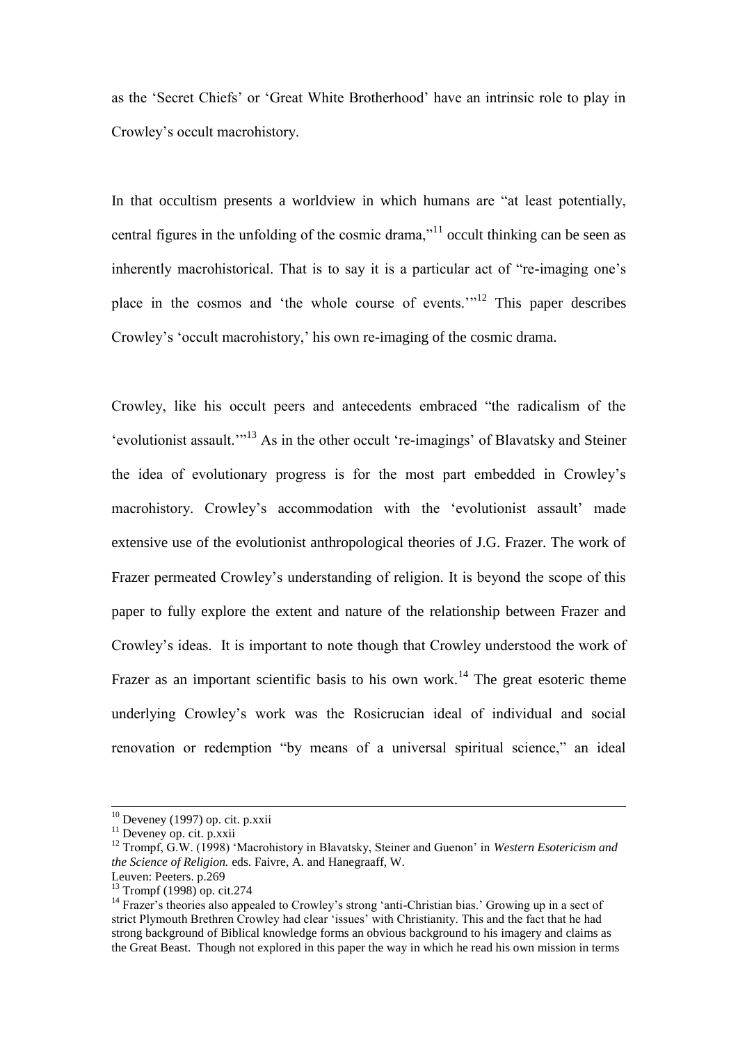as the 'Secret Chiefs' or 'Great White Brotherhood' have an intrinsic role to play in Crowley's occult macrohistory.

In that occultism presents a worldview in which humans are "at least potentially, central figures in the unfolding of the cosmic drama,"[11] occult thinking can be seen as inherently macrohistorical. That is to say it is a particular act of "re-imaging one's place in the cosmos and 'the whole course of events.'"[12] This paper describes Crowley's 'occult macrohistory,' his own re-imaging of the cosmic drama.

Crowley, like his occult peers and antecedents embraced "the radicalism of the 'evolutionist assault.'"[13] As in the other occult 're-imagings' of Blavatsky and Steiner the idea of evolutionary progress is for the most part embedded in Crowley's macrohistory. Crowley's accommodation with the 'evolutionist assault' made extensive use of the evolutionist anthropological theories of J.G. Frazer. The work of Frazer permeated Crowley's understanding of religion. It is beyond the scope of this paper to fully explore the extent and nature of the relationship between Frazer and Crowley's ideas. It is important to note though that Crowley understood the work of Frazer as an important scientific basis to his own work.[14] The great esoteric theme underlying Crowley's work was the Rosicrucian ideal of individual and social renovation or redemption "by means of a universal spiritual science," an ideal

---

[10] Deveney (1997) op. cit. p.xxii

[11] Deveney op. cit. p.xxii

[12] Trompf, G.W. (1998) 'Macrohistory in Blavatsky, Steiner and Guenon' in *Western Esotericism and the Science of Religion.* eds. Faivre, A. and Hanegraaff, W. Leuven: Peeters. p.269

[13] Trompf (1998) op. cit.274

[14] Frazer's theories also appealed to Crowley's strong 'anti-Christian bias.' Growing up in a sect of strict Plymouth Brethren Crowley had clear 'issues' with Christianity. This and the fact that he had strong background of Biblical knowledge forms an obvious background to his imagery and claims as the Great Beast. Though not explored in this paper the way in which he read his own mission in terms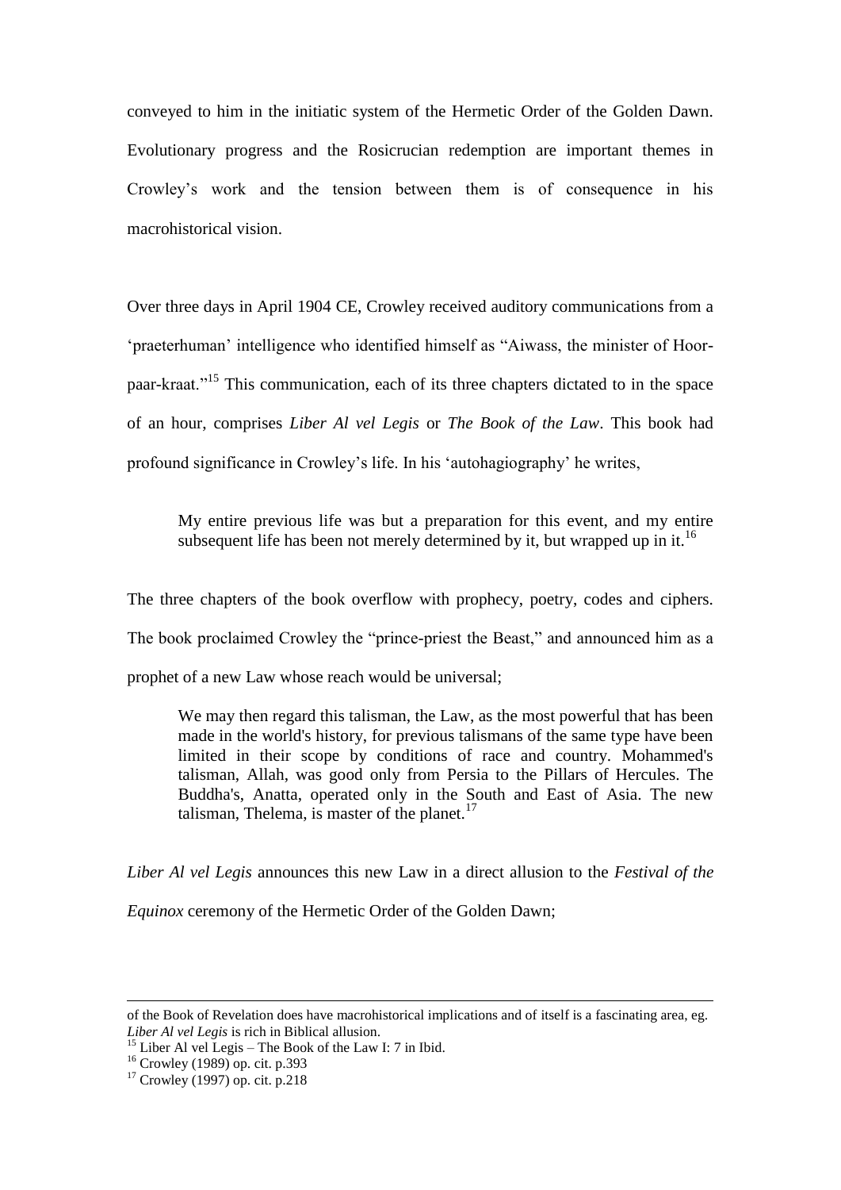conveyed to him in the initiatic system of the Hermetic Order of the Golden Dawn. Evolutionary progress and the Rosicrucian redemption are important themes in Crowley's work and the tension between them is of consequence in his macrohistorical vision.

Over three days in April 1904 CE, Crowley received auditory communications from a 'praeterhuman' intelligence who identified himself as "Aiwass, the minister of Hoor-paar-kraat."[15] This communication, each of its three chapters dictated to in the space of an hour, comprises *Liber Al vel Legis* or *The Book of the Law*. This book had profound significance in Crowley's life. In his 'autohagiography' he writes,

> My entire previous life was but a preparation for this event, and my entire subsequent life has been not merely determined by it, but wrapped up in it.[16]

The three chapters of the book overflow with prophecy, poetry, codes and ciphers. The book proclaimed Crowley the "prince-priest the Beast," and announced him as a prophet of a new Law whose reach would be universal;

> We may then regard this talisman, the Law, as the most powerful that has been made in the world's history, for previous talismans of the same type have been limited in their scope by conditions of race and country. Mohammed's talisman, Allah, was good only from Persia to the Pillars of Hercules. The Buddha's, Anatta, operated only in the South and East of Asia. The new talisman, Thelema, is master of the planet.[17]

*Liber Al vel Legis* announces this new Law in a direct allusion to the *Festival of the Equinox* ceremony of the Hermetic Order of the Golden Dawn;

---

of the Book of Revelation does have macrohistorical implications and of itself is a fascinating area, eg. *Liber Al vel Legis* is rich in Biblical allusion.

[15] Liber Al vel Legis – The Book of the Law I: 7 in Ibid.

[16] Crowley (1989) op. cit. p.393

[17] Crowley (1997) op. cit. p.218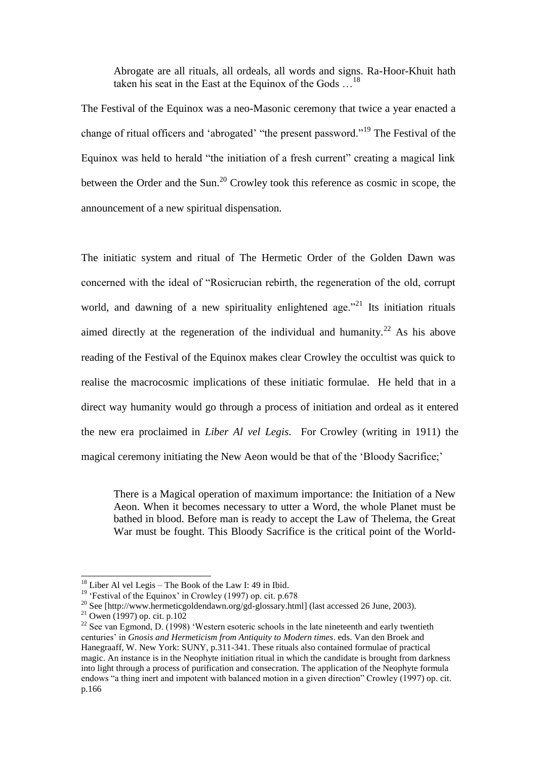> Abrogate are all rituals, all ordeals, all words and signs. Ra-Hoor-Khuit hath taken his seat in the East at the Equinox of the Gods …[18]

The Festival of the Equinox was a neo-Masonic ceremony that twice a year enacted a change of ritual officers and 'abrogated' "the present password."[19] The Festival of the Equinox was held to herald "the initiation of a fresh current" creating a magical link between the Order and the Sun.[20] Crowley took this reference as cosmic in scope, the announcement of a new spiritual dispensation.

The initiatic system and ritual of The Hermetic Order of the Golden Dawn was concerned with the ideal of "Rosicrucian rebirth, the regeneration of the old, corrupt world, and dawning of a new spirituality enlightened age."[21] Its initiation rituals aimed directly at the regeneration of the individual and humanity.[22] As his above reading of the Festival of the Equinox makes clear Crowley the occultist was quick to realise the macrocosmic implications of these initiatic formulae. He held that in a direct way humanity would go through a process of initiation and ordeal as it entered the new era proclaimed in *Liber Al vel Legis*. For Crowley (writing in 1911) the magical ceremony initiating the New Aeon would be that of the 'Bloody Sacrifice;'

> There is a Magical operation of maximum importance: the Initiation of a New Aeon. When it becomes necessary to utter a Word, the whole Planet must be bathed in blood. Before man is ready to accept the Law of Thelema, the Great War must be fought. This Bloody Sacrifice is the critical point of the World-

---

[18] Liber Al vel Legis – The Book of the Law I: 49 in Ibid.

[19] 'Festival of the Equinox' in Crowley (1997) op. cit. p.678

[20] See [http://www.hermeticgoldendawn.org/gd-glossary.html] (last accessed 26 June, 2003).

[21] Owen (1997) op. cit. p.102

[22] See van Egmond, D. (1998) 'Western esoteric schools in the late nineteenth and early twentieth centuries' in *Gnosis and Hermeticism from Antiquity to Modern times*. eds. Van den Broek and Hanegraaff, W. New York: SUNY, p.311-341. These rituals also contained formulae of practical magic. An instance is in the Neophyte initiation ritual in which the candidate is brought from darkness into light through a process of purification and consecration. The application of the Neophyte formula endows "a thing inert and impotent with balanced motion in a given direction" Crowley (1997) op. cit. p.166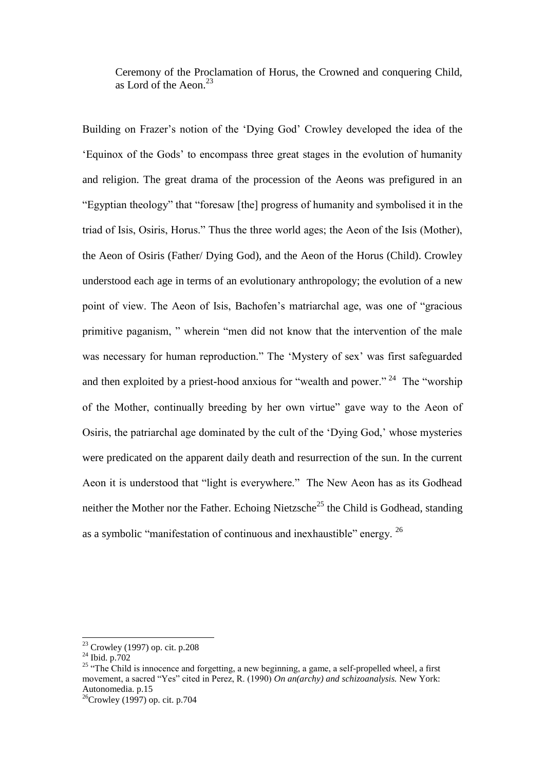> Ceremony of the Proclamation of Horus, the Crowned and conquering Child, as Lord of the Aeon.[23]

Building on Frazer's notion of the 'Dying God' Crowley developed the idea of the 'Equinox of the Gods' to encompass three great stages in the evolution of humanity and religion. The great drama of the procession of the Aeons was prefigured in an "Egyptian theology" that "foresaw [the] progress of humanity and symbolised it in the triad of Isis, Osiris, Horus." Thus the three world ages; the Aeon of the Isis (Mother), the Aeon of Osiris (Father/ Dying God), and the Aeon of the Horus (Child). Crowley understood each age in terms of an evolutionary anthropology; the evolution of a new point of view. The Aeon of Isis, Bachofen's matriarchal age, was one of "gracious primitive paganism, " wherein "men did not know that the intervention of the male was necessary for human reproduction." The 'Mystery of sex' was first safeguarded and then exploited by a priest-hood anxious for "wealth and power." [24] The "worship of the Mother, continually breeding by her own virtue" gave way to the Aeon of Osiris, the patriarchal age dominated by the cult of the 'Dying God,' whose mysteries were predicated on the apparent daily death and resurrection of the sun. In the current Aeon it is understood that "light is everywhere." The New Aeon has as its Godhead neither the Mother nor the Father. Echoing Nietzsche[25] the Child is Godhead, standing as a symbolic "manifestation of continuous and inexhaustible" energy. [26]

---

[23] Crowley (1997) op. cit. p.208

[24] Ibid. p.702

[25] "The Child is innocence and forgetting, a new beginning, a game, a self-propelled wheel, a first movement, a sacred "Yes" cited in Perez, R. (1990) *On an(archy) and schizoanalysis.* New York: Autonomedia. p.15

[26] Crowley (1997) op. cit. p.704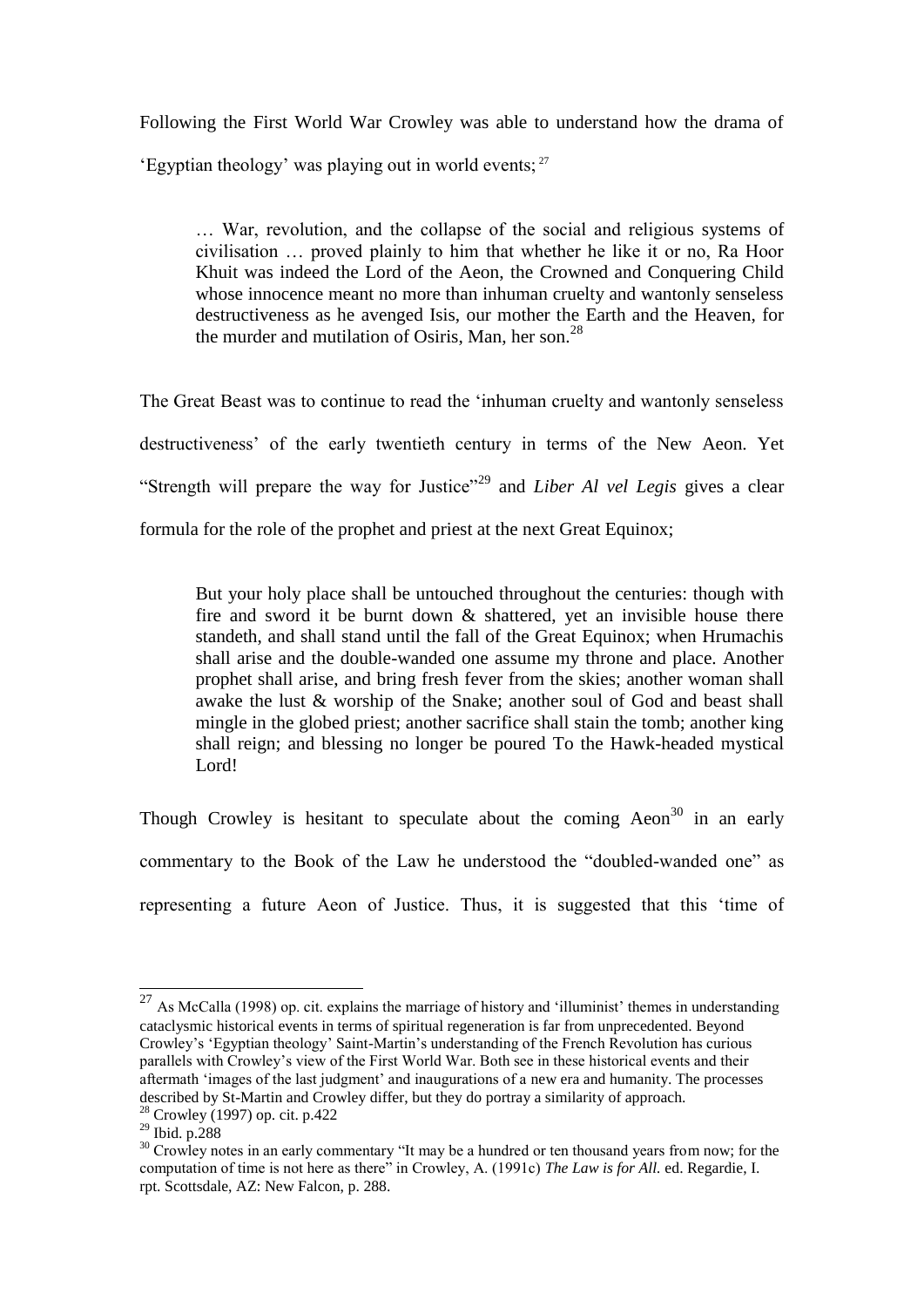Following the First World War Crowley was able to understand how the drama of 'Egyptian theology' was playing out in world events;[27]

> … War, revolution, and the collapse of the social and religious systems of civilisation … proved plainly to him that whether he like it or no, Ra Hoor Khuit was indeed the Lord of the Aeon, the Crowned and Conquering Child whose innocence meant no more than inhuman cruelty and wantonly senseless destructiveness as he avenged Isis, our mother the Earth and the Heaven, for the murder and mutilation of Osiris, Man, her son.[28]

The Great Beast was to continue to read the 'inhuman cruelty and wantonly senseless destructiveness' of the early twentieth century in terms of the New Aeon. Yet "Strength will prepare the way for Justice"[29] and *Liber Al vel Legis* gives a clear formula for the role of the prophet and priest at the next Great Equinox;

> But your holy place shall be untouched throughout the centuries: though with fire and sword it be burnt down & shattered, yet an invisible house there standeth, and shall stand until the fall of the Great Equinox; when Hrumachis shall arise and the double-wanded one assume my throne and place. Another prophet shall arise, and bring fresh fever from the skies; another woman shall awake the lust & worship of the Snake; another soul of God and beast shall mingle in the globed priest; another sacrifice shall stain the tomb; another king shall reign; and blessing no longer be poured To the Hawk-headed mystical Lord!

Though Crowley is hesitant to speculate about the coming Aeon[30] in an early commentary to the Book of the Law he understood the "doubled-wanded one" as representing a future Aeon of Justice. Thus, it is suggested that this 'time of

---

[27] As McCalla (1998) op. cit. explains the marriage of history and 'illuminist' themes in understanding cataclysmic historical events in terms of spiritual regeneration is far from unprecedented. Beyond Crowley's 'Egyptian theology' Saint-Martin's understanding of the French Revolution has curious parallels with Crowley's view of the First World War. Both see in these historical events and their aftermath 'images of the last judgment' and inaugurations of a new era and humanity. The processes described by St-Martin and Crowley differ, but they do portray a similarity of approach.

[28] Crowley (1997) op. cit. p.422

[29] Ibid. p.288

[30] Crowley notes in an early commentary "It may be a hundred or ten thousand years from now; for the computation of time is not here as there" in Crowley, A. (1991c) *The Law is for All.* ed. Regardie, I. rpt. Scottsdale, AZ: New Falcon, p. 288.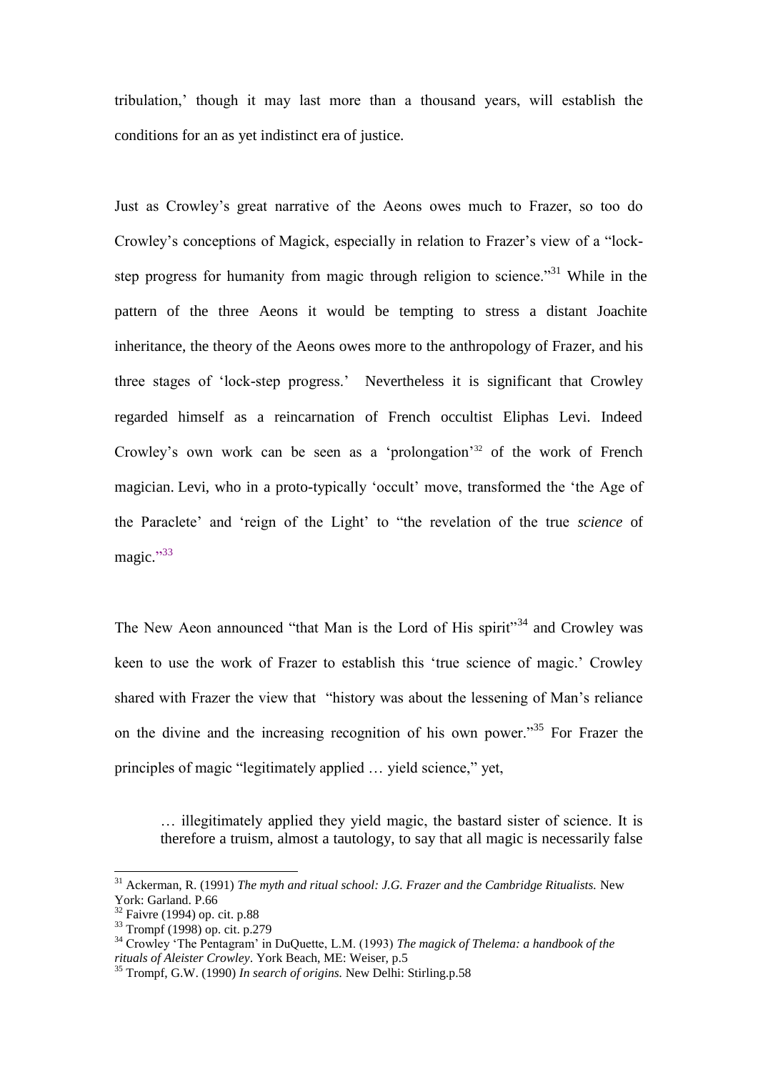tribulation,' though it may last more than a thousand years, will establish the conditions for an as yet indistinct era of justice.

Just as Crowley's great narrative of the Aeons owes much to Frazer, so too do Crowley's conceptions of Magick, especially in relation to Frazer's view of a "lock-step progress for humanity from magic through religion to science."[31] While in the pattern of the three Aeons it would be tempting to stress a distant Joachite inheritance, the theory of the Aeons owes more to the anthropology of Frazer, and his three stages of 'lock-step progress.' Nevertheless it is significant that Crowley regarded himself as a reincarnation of French occultist Eliphas Levi. Indeed Crowley's own work can be seen as a 'prolongation'[32] of the work of French magician. Levi, who in a proto-typically 'occult' move, transformed the 'the Age of the Paraclete' and 'reign of the Light' to "the revelation of the true *science* of magic."[33]

The New Aeon announced "that Man is the Lord of His spirit"[34] and Crowley was keen to use the work of Frazer to establish this 'true science of magic.' Crowley shared with Frazer the view that "history was about the lessening of Man's reliance on the divine and the increasing recognition of his own power."[35] For Frazer the principles of magic "legitimately applied … yield science," yet,

> … illegitimately applied they yield magic, the bastard sister of science. It is therefore a truism, almost a tautology, to say that all magic is necessarily false

---

[31] Ackerman, R. (1991) *The myth and ritual school: J.G. Frazer and the Cambridge Ritualists.* New York: Garland. P.66

[32] Faivre (1994) op. cit. p.88

[33] Trompf (1998) op. cit. p.279

[34] Crowley 'The Pentagram' in DuQuette, L.M. (1993) *The magick of Thelema: a handbook of the rituals of Aleister Crowley*. York Beach, ME: Weiser, p.5

[35] Trompf, G.W. (1990) *In search of origins.* New Delhi: Stirling.p.58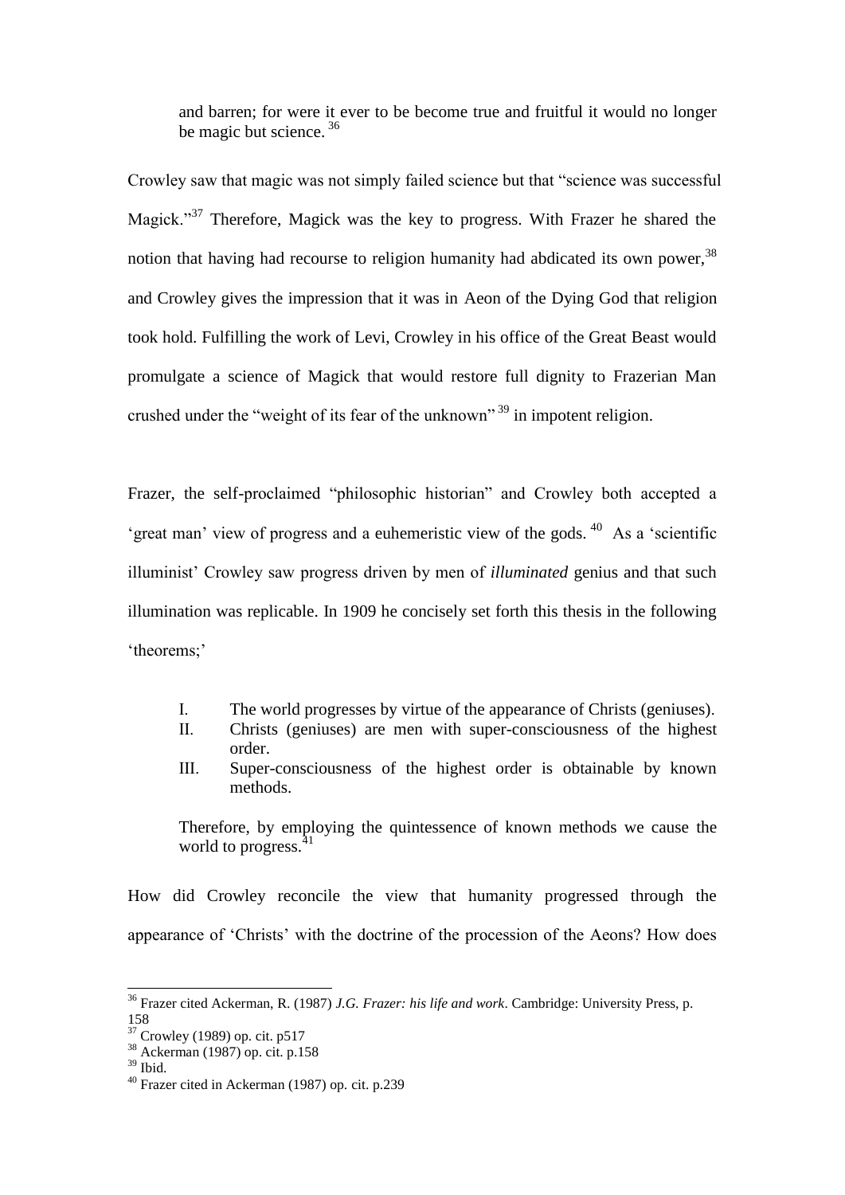> and barren; for were it ever to be become true and fruitful it would no longer be magic but science. [36]

Crowley saw that magic was not simply failed science but that "science was successful Magick."[37] Therefore, Magick was the key to progress. With Frazer he shared the notion that having had recourse to religion humanity had abdicated its own power,[38] and Crowley gives the impression that it was in Aeon of the Dying God that religion took hold. Fulfilling the work of Levi, Crowley in his office of the Great Beast would promulgate a science of Magick that would restore full dignity to Frazerian Man crushed under the "weight of its fear of the unknown" [39] in impotent religion.

Frazer, the self-proclaimed "philosophic historian" and Crowley both accepted a 'great man' view of progress and a euhemeristic view of the gods. [40] As a 'scientific illuminist' Crowley saw progress driven by men of *illuminated* genius and that such illumination was replicable. In 1909 he concisely set forth this thesis in the following 'theorems;'

> I. The world progresses by virtue of the appearance of Christs (geniuses).
> II. Christs (geniuses) are men with super-consciousness of the highest order.
> III. Super-consciousness of the highest order is obtainable by known methods.
>
> Therefore, by employing the quintessence of known methods we cause the world to progress.[41]

How did Crowley reconcile the view that humanity progressed through the appearance of 'Christs' with the doctrine of the procession of the Aeons? How does

---

[36] Frazer cited Ackerman, R. (1987) *J.G. Frazer: his life and work*. Cambridge: University Press, p. 158

[37] Crowley (1989) op. cit. p517

[38] Ackerman (1987) op. cit. p.158

[39] Ibid.

[40] Frazer cited in Ackerman (1987) op. cit. p.239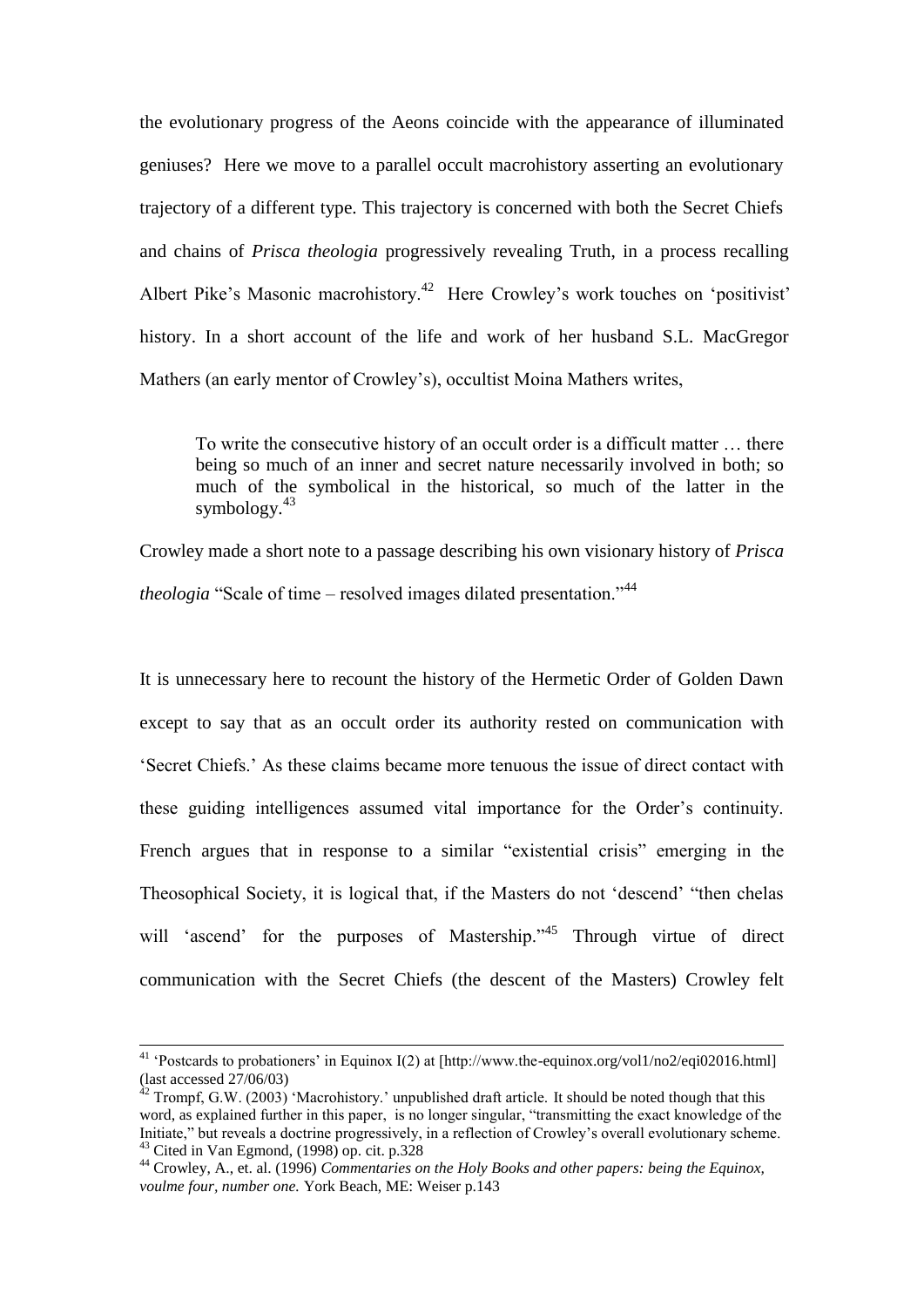the evolutionary progress of the Aeons coincide with the appearance of illuminated geniuses? Here we move to a parallel occult macrohistory asserting an evolutionary trajectory of a different type. This trajectory is concerned with both the Secret Chiefs and chains of *Prisca theologia* progressively revealing Truth, in a process recalling Albert Pike's Masonic macrohistory.[42] Here Crowley's work touches on 'positivist' history. In a short account of the life and work of her husband S.L. MacGregor Mathers (an early mentor of Crowley's), occultist Moina Mathers writes,

> To write the consecutive history of an occult order is a difficult matter … there being so much of an inner and secret nature necessarily involved in both; so much of the symbolical in the historical, so much of the latter in the symbology.[43]

Crowley made a short note to a passage describing his own visionary history of *Prisca theologia* "Scale of time – resolved images dilated presentation."[44]

It is unnecessary here to recount the history of the Hermetic Order of Golden Dawn except to say that as an occult order its authority rested on communication with 'Secret Chiefs.' As these claims became more tenuous the issue of direct contact with these guiding intelligences assumed vital importance for the Order's continuity. French argues that in response to a similar "existential crisis" emerging in the Theosophical Society, it is logical that, if the Masters do not 'descend' "then chelas will 'ascend' for the purposes of Mastership."[45] Through virtue of direct communication with the Secret Chiefs (the descent of the Masters) Crowley felt

---

[41] 'Postcards to probationers' in Equinox I(2) at [http://www.the-equinox.org/vol1/no2/eqi02016.html] (last accessed 27/06/03)

[42] Trompf, G.W. (2003) 'Macrohistory.' unpublished draft article. It should be noted though that this word, as explained further in this paper, is no longer singular, "transmitting the exact knowledge of the Initiate," but reveals a doctrine progressively, in a reflection of Crowley's overall evolutionary scheme.

[43] Cited in Van Egmond, (1998) op. cit. p.328

[44] Crowley, A., et. al. (1996) *Commentaries on the Holy Books and other papers: being the Equinox, voulme four, number one.* York Beach, ME: Weiser p.143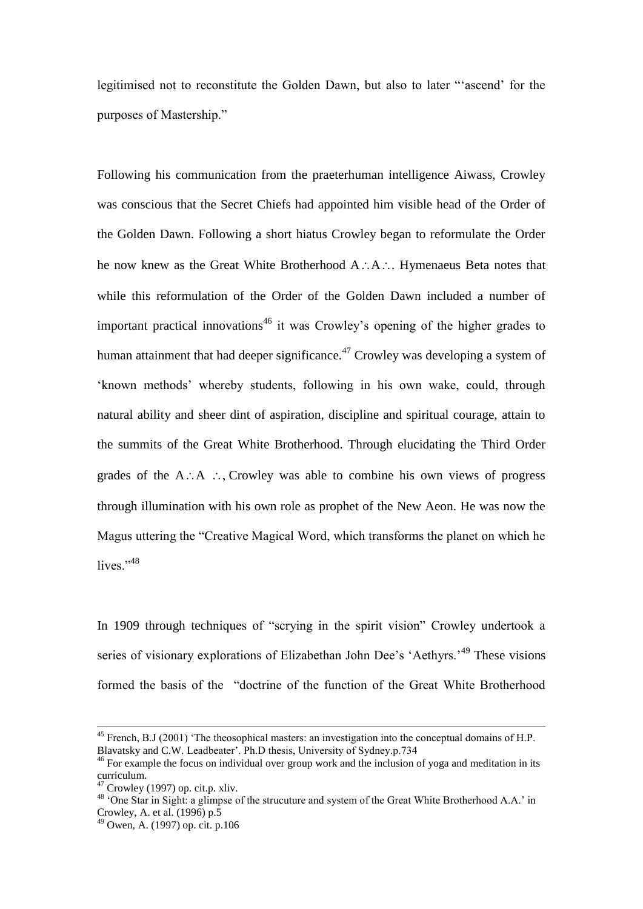legitimised not to reconstitute the Golden Dawn, but also to later "'ascend' for the purposes of Mastership."

Following his communication from the praeterhuman intelligence Aiwass, Crowley was conscious that the Secret Chiefs had appointed him visible head of the Order of the Golden Dawn. Following a short hiatus Crowley began to reformulate the Order he now knew as the Great White Brotherhood A∴A∴. Hymenaeus Beta notes that while this reformulation of the Order of the Golden Dawn included a number of important practical innovations[46] it was Crowley's opening of the higher grades to human attainment that had deeper significance.[47] Crowley was developing a system of 'known methods' whereby students, following in his own wake, could, through natural ability and sheer dint of aspiration, discipline and spiritual courage, attain to the summits of the Great White Brotherhood. Through elucidating the Third Order grades of the A∴A ∴, Crowley was able to combine his own views of progress through illumination with his own role as prophet of the New Aeon. He was now the Magus uttering the "Creative Magical Word, which transforms the planet on which he lives."[48]

In 1909 through techniques of "scrying in the spirit vision" Crowley undertook a series of visionary explorations of Elizabethan John Dee's 'Aethyrs.'[49] These visions formed the basis of the "doctrine of the function of the Great White Brotherhood

---

[45] French, B.J (2001) 'The theosophical masters: an investigation into the conceptual domains of H.P. Blavatsky and C.W. Leadbeater'. Ph.D thesis, University of Sydney.p.734

[46] For example the focus on individual over group work and the inclusion of yoga and meditation in its curriculum.

[47] Crowley (1997) op. cit.p. xliv.

[48] 'One Star in Sight: a glimpse of the strucuture and system of the Great White Brotherhood A.A.' in Crowley, A. et al. (1996) p.5

[49] Owen, A. (1997) op. cit. p.106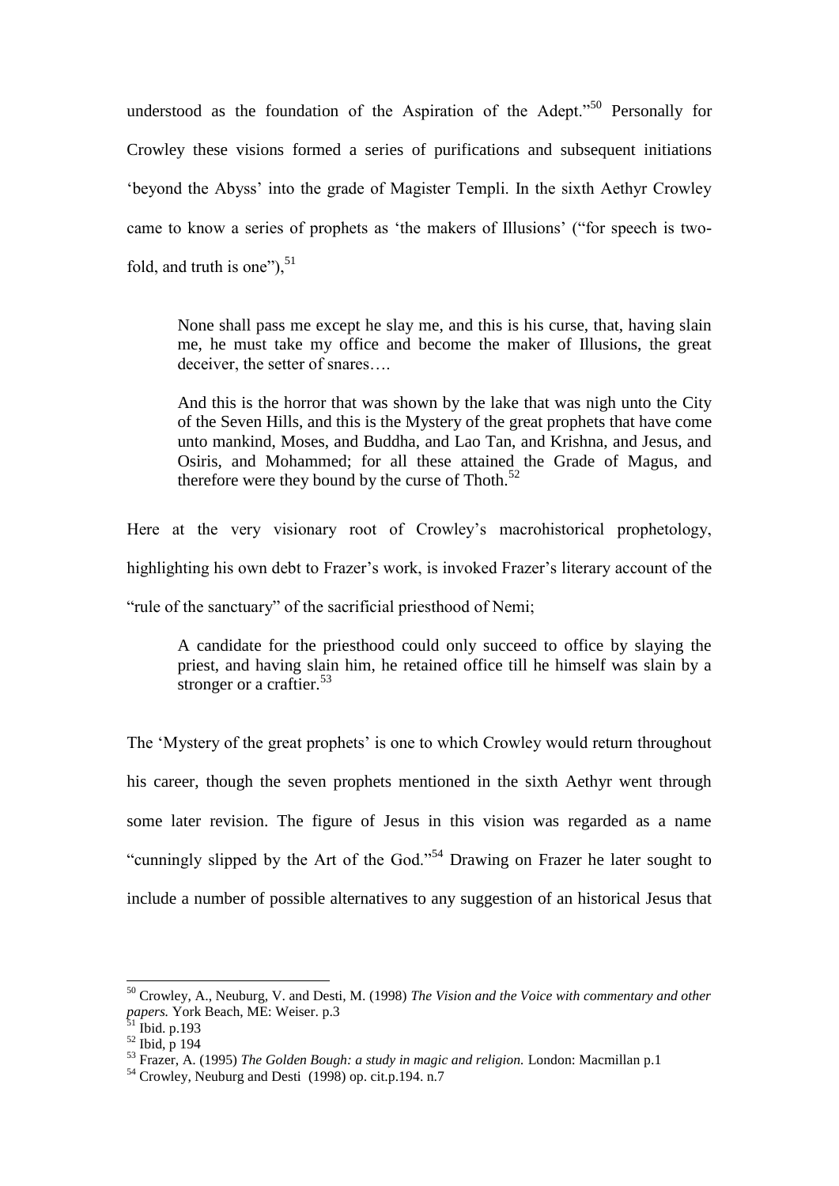understood as the foundation of the Aspiration of the Adept."[50] Personally for Crowley these visions formed a series of purifications and subsequent initiations 'beyond the Abyss' into the grade of Magister Templi. In the sixth Aethyr Crowley came to know a series of prophets as 'the makers of Illusions' ("for speech is two-fold, and truth is one"),[51]

> None shall pass me except he slay me, and this is his curse, that, having slain me, he must take my office and become the maker of Illusions, the great deceiver, the setter of snares….
>
> And this is the horror that was shown by the lake that was nigh unto the City of the Seven Hills, and this is the Mystery of the great prophets that have come unto mankind, Moses, and Buddha, and Lao Tan, and Krishna, and Jesus, and Osiris, and Mohammed; for all these attained the Grade of Magus, and therefore were they bound by the curse of Thoth.[52]

Here at the very visionary root of Crowley's macrohistorical prophetology, highlighting his own debt to Frazer's work, is invoked Frazer's literary account of the "rule of the sanctuary" of the sacrificial priesthood of Nemi;

> A candidate for the priesthood could only succeed to office by slaying the priest, and having slain him, he retained office till he himself was slain by a stronger or a craftier.[53]

The 'Mystery of the great prophets' is one to which Crowley would return throughout his career, though the seven prophets mentioned in the sixth Aethyr went through some later revision. The figure of Jesus in this vision was regarded as a name "cunningly slipped by the Art of the God."[54] Drawing on Frazer he later sought to include a number of possible alternatives to any suggestion of an historical Jesus that

---

[50] Crowley, A., Neuburg, V. and Desti, M. (1998) *The Vision and the Voice with commentary and other papers.* York Beach, ME: Weiser. p.3

[51] Ibid. p.193

[52] Ibid, p 194

[53] Frazer, A. (1995) *The Golden Bough: a study in magic and religion.* London: Macmillan p.1

[54] Crowley, Neuburg and Desti (1998) op. cit.p.194. n.7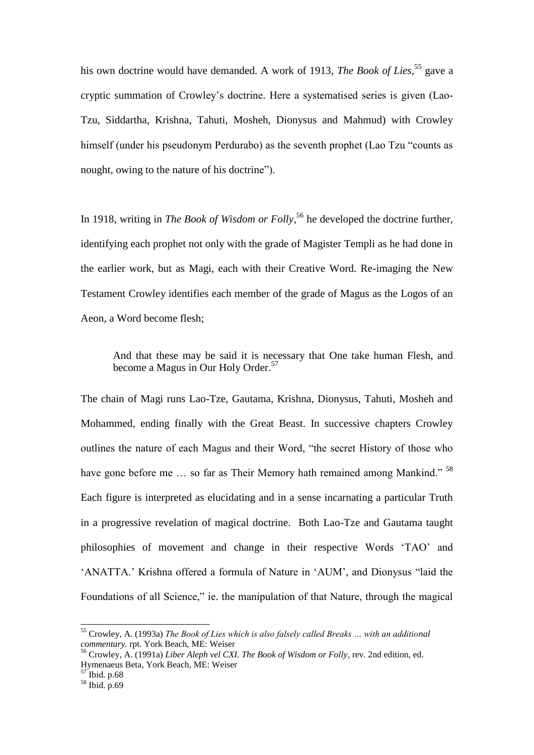his own doctrine would have demanded. A work of 1913, *The Book of Lies*,[55] gave a cryptic summation of Crowley's doctrine. Here a systematised series is given (Lao-Tzu, Siddartha, Krishna, Tahuti, Mosheh, Dionysus and Mahmud) with Crowley himself (under his pseudonym Perdurabo) as the seventh prophet (Lao Tzu "counts as nought, owing to the nature of his doctrine").

In 1918, writing in *The Book of Wisdom or Folly*,[56] he developed the doctrine further, identifying each prophet not only with the grade of Magister Templi as he had done in the earlier work, but as Magi, each with their Creative Word. Re-imaging the New Testament Crowley identifies each member of the grade of Magus as the Logos of an Aeon, a Word become flesh;

> And that these may be said it is necessary that One take human Flesh, and become a Magus in Our Holy Order.[57]

The chain of Magi runs Lao-Tze, Gautama, Krishna, Dionysus, Tahuti, Mosheh and Mohammed, ending finally with the Great Beast. In successive chapters Crowley outlines the nature of each Magus and their Word, "the secret History of those who have gone before me … so far as Their Memory hath remained among Mankind." [58] Each figure is interpreted as elucidating and in a sense incarnating a particular Truth in a progressive revelation of magical doctrine. Both Lao-Tze and Gautama taught philosophies of movement and change in their respective Words 'TAO' and 'ANATTA.' Krishna offered a formula of Nature in 'AUM', and Dionysus "laid the Foundations of all Science," ie. the manipulation of that Nature, through the magical

---

[55] Crowley, A. (1993a) *The Book of Lies which is also falsely called Breaks … with an additional commentary.* rpt. York Beach, ME: Weiser

[56] Crowley, A. (1991a) *Liber Aleph vel CXI. The Book of Wisdom or Folly,* rev. 2nd edition, ed. Hymenaeus Beta, York Beach, ME: Weiser

[57] Ibid. p.68

[58] Ibid. p.69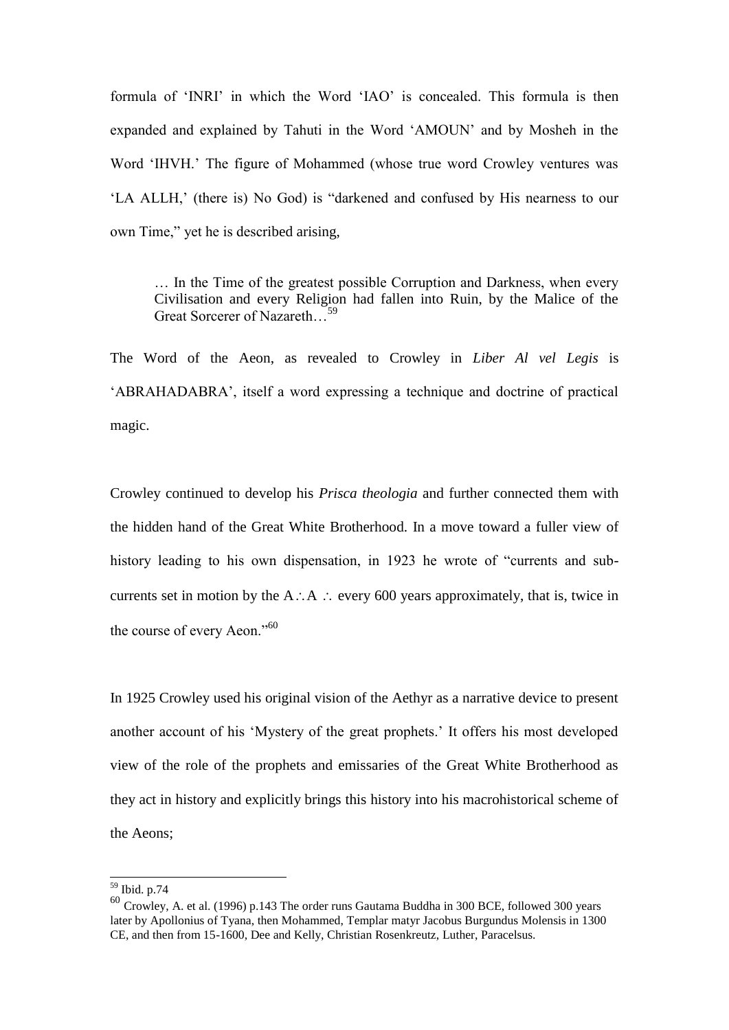formula of 'INRI' in which the Word 'IAO' is concealed. This formula is then expanded and explained by Tahuti in the Word 'AMOUN' and by Mosheh in the Word 'IHVH.' The figure of Mohammed (whose true word Crowley ventures was 'LA ALLH,' (there is) No God) is "darkened and confused by His nearness to our own Time," yet he is described arising,

> … In the Time of the greatest possible Corruption and Darkness, when every Civilisation and every Religion had fallen into Ruin, by the Malice of the Great Sorcerer of Nazareth…[59]

The Word of the Aeon, as revealed to Crowley in *Liber Al vel Legis* is 'ABRAHADABRA', itself a word expressing a technique and doctrine of practical magic.

Crowley continued to develop his *Prisca theologia* and further connected them with the hidden hand of the Great White Brotherhood. In a move toward a fuller view of history leading to his own dispensation, in 1923 he wrote of "currents and sub-currents set in motion by the A∴A ∴ every 600 years approximately, that is, twice in the course of every Aeon."[60]

In 1925 Crowley used his original vision of the Aethyr as a narrative device to present another account of his 'Mystery of the great prophets.' It offers his most developed view of the role of the prophets and emissaries of the Great White Brotherhood as they act in history and explicitly brings this history into his macrohistorical scheme of the Aeons;

---

[59] Ibid. p.74

[60] Crowley, A. et al. (1996) p.143 The order runs Gautama Buddha in 300 BCE, followed 300 years later by Apollonius of Tyana, then Mohammed, Templar matyr Jacobus Burgundus Molensis in 1300 CE, and then from 15-1600, Dee and Kelly, Christian Rosenkreutz, Luther, Paracelsus.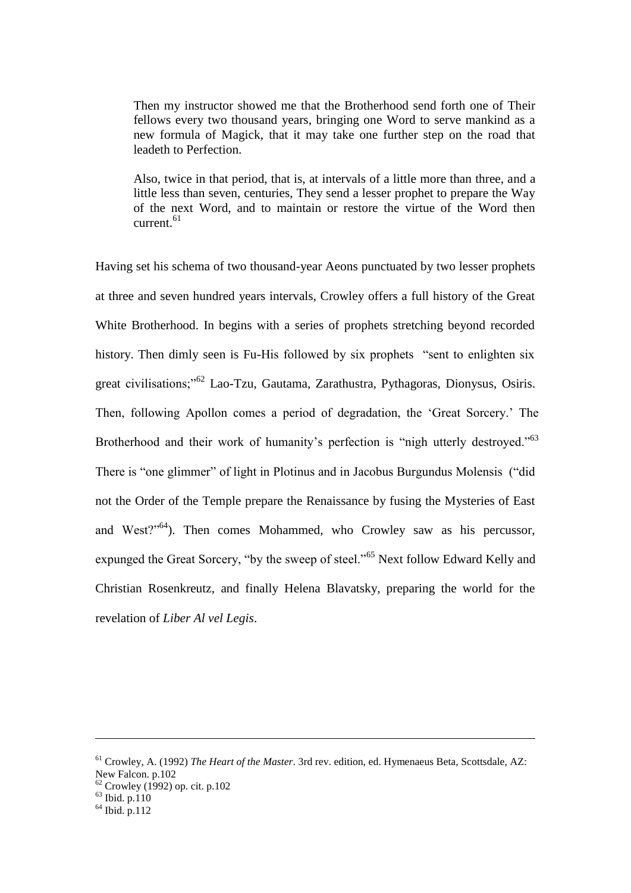> Then my instructor showed me that the Brotherhood send forth one of Their fellows every two thousand years, bringing one Word to serve mankind as a new formula of Magick, that it may take one further step on the road that leadeth to Perfection.
>
> Also, twice in that period, that is, at intervals of a little more than three, and a little less than seven, centuries, They send a lesser prophet to prepare the Way of the next Word, and to maintain or restore the virtue of the Word then current.[61]

Having set his schema of two thousand-year Aeons punctuated by two lesser prophets at three and seven hundred years intervals, Crowley offers a full history of the Great White Brotherhood. In begins with a series of prophets stretching beyond recorded history. Then dimly seen is Fu-His followed by six prophets "sent to enlighten six great civilisations;"[62] Lao-Tzu, Gautama, Zarathustra, Pythagoras, Dionysus, Osiris. Then, following Apollon comes a period of degradation, the 'Great Sorcery.' The Brotherhood and their work of humanity's perfection is "nigh utterly destroyed."[63] There is "one glimmer" of light in Plotinus and in Jacobus Burgundus Molensis ("did not the Order of the Temple prepare the Renaissance by fusing the Mysteries of East and West?"[64]). Then comes Mohammed, who Crowley saw as his percussor, expunged the Great Sorcery, "by the sweep of steel."[65] Next follow Edward Kelly and Christian Rosenkreutz, and finally Helena Blavatsky, preparing the world for the revelation of *Liber Al vel Legis*.

---

[61] Crowley, A. (1992) *The Heart of the Master*. 3rd rev. edition, ed. Hymenaeus Beta, Scottsdale, AZ: New Falcon. p.102

[62] Crowley (1992) op. cit. p.102

[63] Ibid. p.110

[64] Ibid. p.112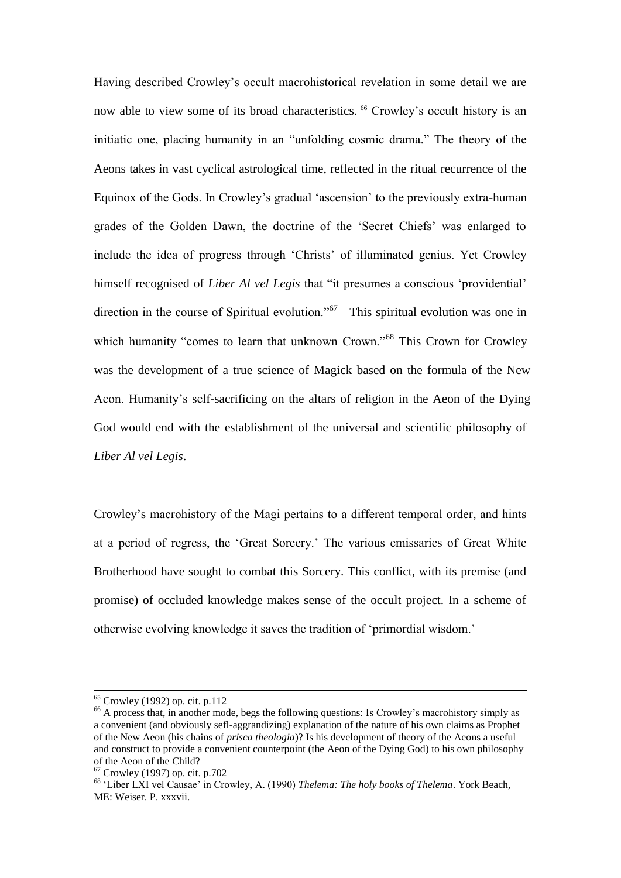Having described Crowley's occult macrohistorical revelation in some detail we are now able to view some of its broad characteristics. [66] Crowley's occult history is an initiatic one, placing humanity in an "unfolding cosmic drama." The theory of the Aeons takes in vast cyclical astrological time, reflected in the ritual recurrence of the Equinox of the Gods. In Crowley's gradual 'ascension' to the previously extra-human grades of the Golden Dawn, the doctrine of the 'Secret Chiefs' was enlarged to include the idea of progress through 'Christs' of illuminated genius. Yet Crowley himself recognised of *Liber Al vel Legis* that "it presumes a conscious 'providential' direction in the course of Spiritual evolution."[67] This spiritual evolution was one in which humanity "comes to learn that unknown Crown."[68] This Crown for Crowley was the development of a true science of Magick based on the formula of the New Aeon. Humanity's self-sacrificing on the altars of religion in the Aeon of the Dying God would end with the establishment of the universal and scientific philosophy of *Liber Al vel Legis*.

Crowley's macrohistory of the Magi pertains to a different temporal order, and hints at a period of regress, the 'Great Sorcery.' The various emissaries of Great White Brotherhood have sought to combat this Sorcery. This conflict, with its premise (and promise) of occluded knowledge makes sense of the occult project. In a scheme of otherwise evolving knowledge it saves the tradition of 'primordial wisdom.'

---

[65] Crowley (1992) op. cit. p.112

[66] A process that, in another mode, begs the following questions: Is Crowley's macrohistory simply as a convenient (and obviously sefl-aggrandizing) explanation of the nature of his own claims as Prophet of the New Aeon (his chains of *prisca theologia*)? Is his development of theory of the Aeons a useful and construct to provide a convenient counterpoint (the Aeon of the Dying God) to his own philosophy of the Aeon of the Child?

[67] Crowley (1997) op. cit. p.702

[68] 'Liber LXI vel Causae' in Crowley, A. (1990) *Thelema: The holy books of Thelema*. York Beach, ME: Weiser. P. xxxvii.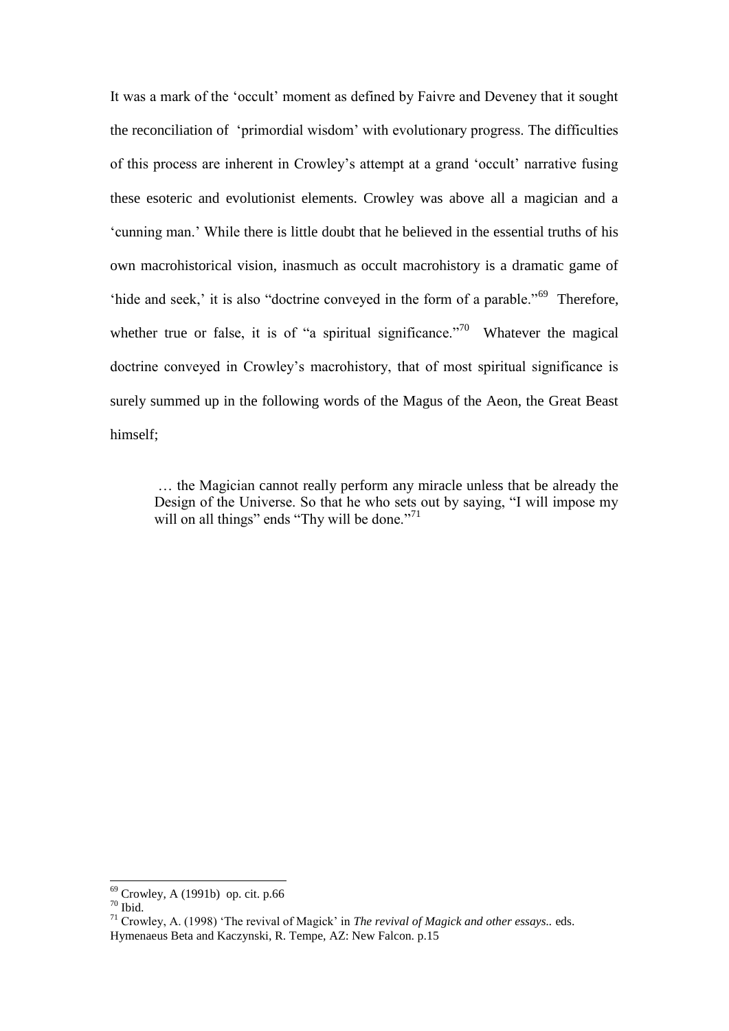It was a mark of the 'occult' moment as defined by Faivre and Deveney that it sought the reconciliation of 'primordial wisdom' with evolutionary progress. The difficulties of this process are inherent in Crowley's attempt at a grand 'occult' narrative fusing these esoteric and evolutionist elements. Crowley was above all a magician and a 'cunning man.' While there is little doubt that he believed in the essential truths of his own macrohistorical vision, inasmuch as occult macrohistory is a dramatic game of 'hide and seek,' it is also "doctrine conveyed in the form of a parable."[69] Therefore, whether true or false, it is of "a spiritual significance."[70] Whatever the magical doctrine conveyed in Crowley's macrohistory, that of most spiritual significance is surely summed up in the following words of the Magus of the Aeon, the Great Beast himself;

> … the Magician cannot really perform any miracle unless that be already the Design of the Universe. So that he who sets out by saying, "I will impose my will on all things" ends "Thy will be done."[71]

---

[69] Crowley, A (1991b) op. cit. p.66

[70] Ibid.

[71] Crowley, A. (1998) 'The revival of Magick' in *The revival of Magick and other essays..* eds. Hymenaeus Beta and Kaczynski, R. Tempe, AZ: New Falcon. p.15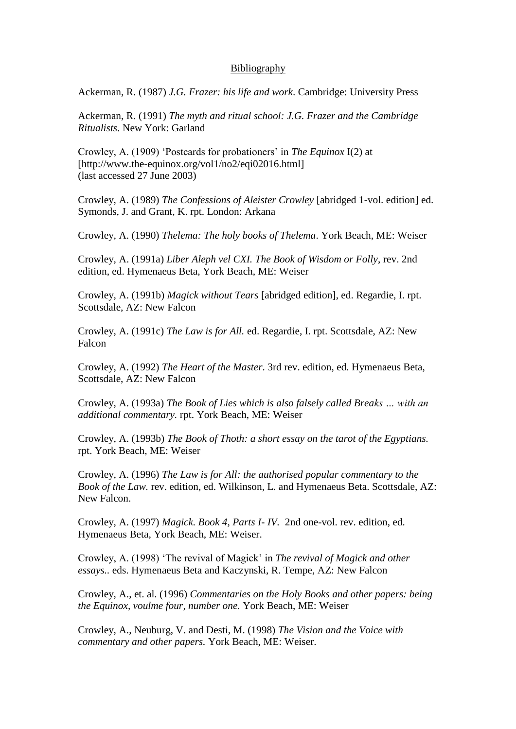## Bibliography

Ackerman, R. (1987) *J.G. Frazer: his life and work*. Cambridge: University Press

Ackerman, R. (1991) *The myth and ritual school: J.G. Frazer and the Cambridge Ritualists.* New York: Garland

Crowley, A. (1909) 'Postcards for probationers' in *The Equinox* I(2) at [http://www.the-equinox.org/vol1/no2/eqi02016.html] (last accessed 27 June 2003)

Crowley, A. (1989) *The Confessions of Aleister Crowley* [abridged 1-vol. edition] ed. Symonds, J. and Grant, K. rpt. London: Arkana

Crowley, A. (1990) *Thelema: The holy books of Thelema*. York Beach, ME: Weiser

Crowley, A. (1991a) *Liber Aleph vel CXI. The Book of Wisdom or Folly*, rev. 2nd edition, ed. Hymenaeus Beta, York Beach, ME: Weiser

Crowley, A. (1991b) *Magick without Tears* [abridged edition], ed. Regardie, I. rpt. Scottsdale, AZ: New Falcon

Crowley, A. (1991c) *The Law is for All.* ed. Regardie, I. rpt. Scottsdale, AZ: New Falcon

Crowley, A. (1992) *The Heart of the Master*. 3rd rev. edition, ed. Hymenaeus Beta, Scottsdale, AZ: New Falcon

Crowley, A. (1993a) *The Book of Lies which is also falsely called Breaks … with an additional commentary.* rpt. York Beach, ME: Weiser

Crowley, A. (1993b) *The Book of Thoth: a short essay on the tarot of the Egyptians.* rpt. York Beach, ME: Weiser

Crowley, A. (1996) *The Law is for All: the authorised popular commentary to the Book of the Law.* rev. edition, ed. Wilkinson, L. and Hymenaeus Beta. Scottsdale, AZ: New Falcon.

Crowley, A. (1997) *Magick. Book 4, Parts I- IV.* 2nd one-vol. rev. edition, ed. Hymenaeus Beta, York Beach, ME: Weiser.

Crowley, A. (1998) 'The revival of Magick' in *The revival of Magick and other essays.*. eds. Hymenaeus Beta and Kaczynski, R. Tempe, AZ: New Falcon

Crowley, A., et. al. (1996) *Commentaries on the Holy Books and other papers: being the Equinox, voulme four, number one.* York Beach, ME: Weiser

Crowley, A., Neuburg, V. and Desti, M. (1998) *The Vision and the Voice with commentary and other papers.* York Beach, ME: Weiser.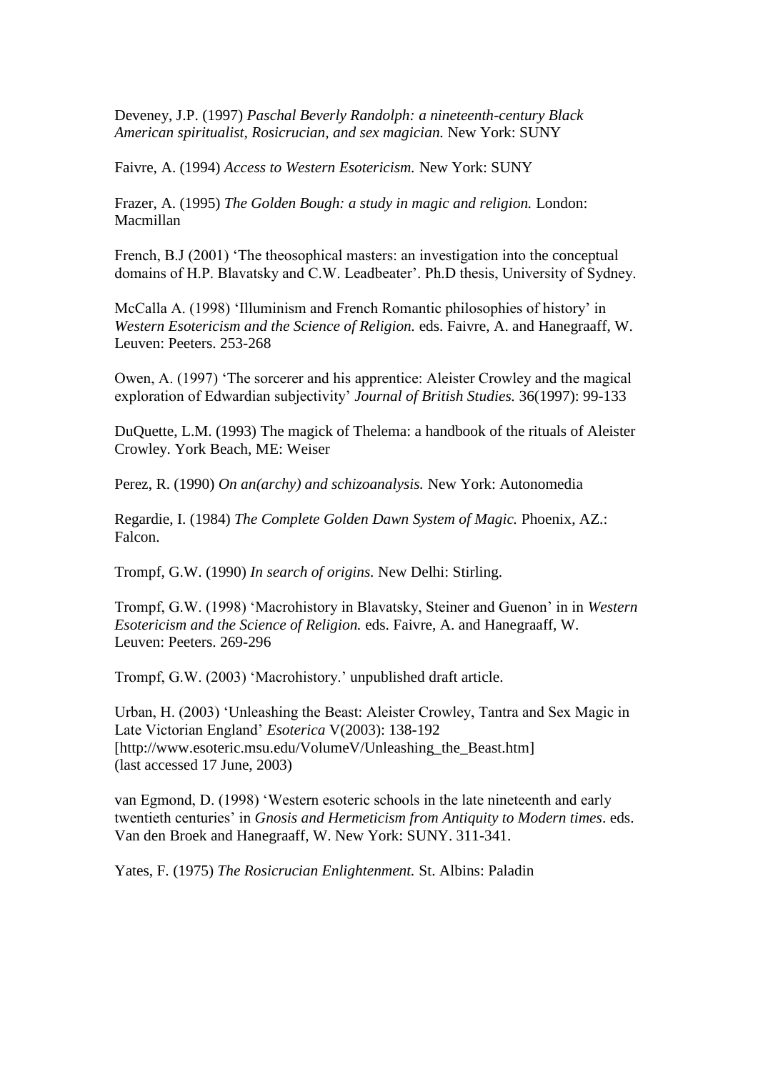Deveney, J.P. (1997) *Paschal Beverly Randolph: a nineteenth-century Black American spiritualist, Rosicrucian, and sex magician.* New York: SUNY

Faivre, A. (1994) *Access to Western Esotericism.* New York: SUNY

Frazer, A. (1995) *The Golden Bough: a study in magic and religion.* London: Macmillan

French, B.J (2001) 'The theosophical masters: an investigation into the conceptual domains of H.P. Blavatsky and C.W. Leadbeater'. Ph.D thesis, University of Sydney.

McCalla A. (1998) 'Illuminism and French Romantic philosophies of history' in *Western Esotericism and the Science of Religion.* eds. Faivre, A. and Hanegraaff, W. Leuven: Peeters. 253-268

Owen, A. (1997) 'The sorcerer and his apprentice: Aleister Crowley and the magical exploration of Edwardian subjectivity' *Journal of British Studies.* 36(1997): 99-133

DuQuette, L.M. (1993) The magick of Thelema: a handbook of the rituals of Aleister Crowley. York Beach, ME: Weiser

Perez, R. (1990) *On an(archy) and schizoanalysis.* New York: Autonomedia

Regardie, I. (1984) *The Complete Golden Dawn System of Magic.* Phoenix, AZ.: Falcon.

Trompf, G.W. (1990) *In search of origins.* New Delhi: Stirling.

Trompf, G.W. (1998) 'Macrohistory in Blavatsky, Steiner and Guenon' in in *Western Esotericism and the Science of Religion.* eds. Faivre, A. and Hanegraaff, W. Leuven: Peeters. 269-296

Trompf, G.W. (2003) 'Macrohistory.' unpublished draft article.

Urban, H. (2003) 'Unleashing the Beast: Aleister Crowley, Tantra and Sex Magic in Late Victorian England' *Esoterica* V(2003): 138-192 [http://www.esoteric.msu.edu/VolumeV/Unleashing_the_Beast.htm] (last accessed 17 June, 2003)

van Egmond, D. (1998) 'Western esoteric schools in the late nineteenth and early twentieth centuries' in *Gnosis and Hermeticism from Antiquity to Modern times*. eds. Van den Broek and Hanegraaff, W. New York: SUNY. 311-341.

Yates, F. (1975) *The Rosicrucian Enlightenment.* St. Albins: Paladin